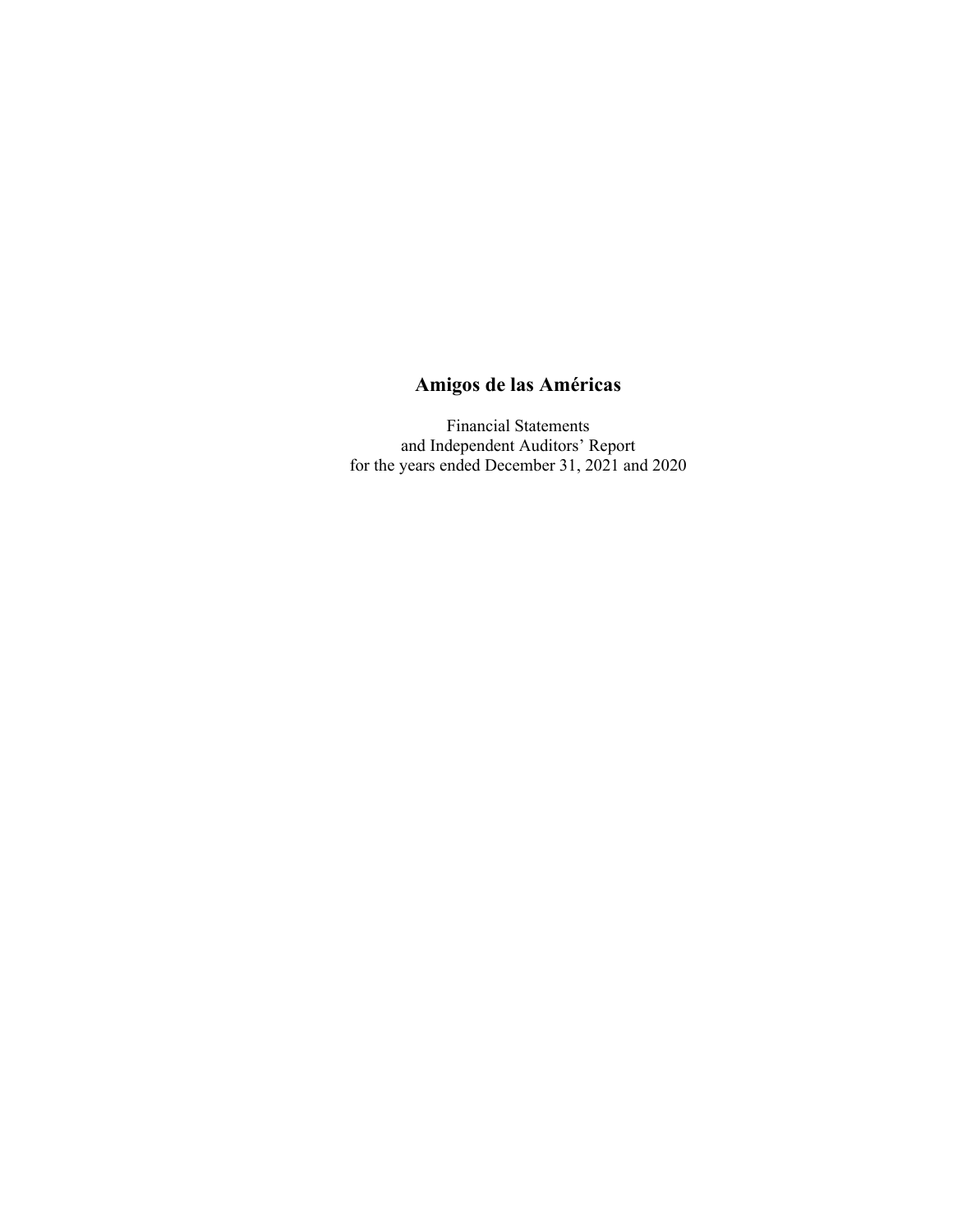# Amigos de las Américas

Financial Statements
and Independent Auditors' Report
for the years ended December 31, 2021 and 2020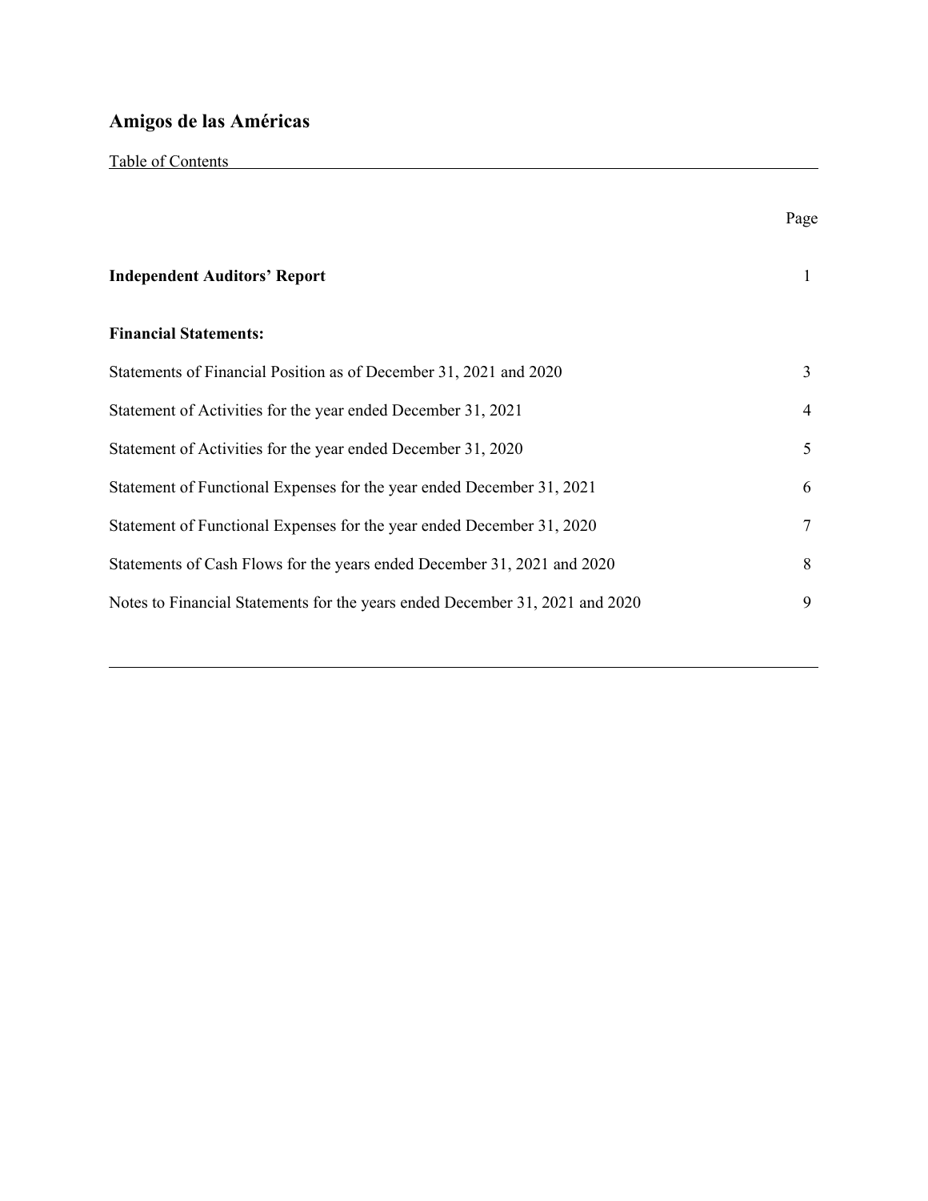# Amigos de las Américas

Table of Contents

| | Page |
|---|---|
| **Independent Auditors' Report** | 1 |
| **Financial Statements:** | |
| Statements of Financial Position as of December 31, 2021 and 2020 | 3 |
| Statement of Activities for the year ended December 31, 2021 | 4 |
| Statement of Activities for the year ended December 31, 2020 | 5 |
| Statement of Functional Expenses for the year ended December 31, 2021 | 6 |
| Statement of Functional Expenses for the year ended December 31, 2020 | 7 |
| Statements of Cash Flows for the years ended December 31, 2021 and 2020 | 8 |
| Notes to Financial Statements for the years ended December 31, 2021 and 2020 | 9 |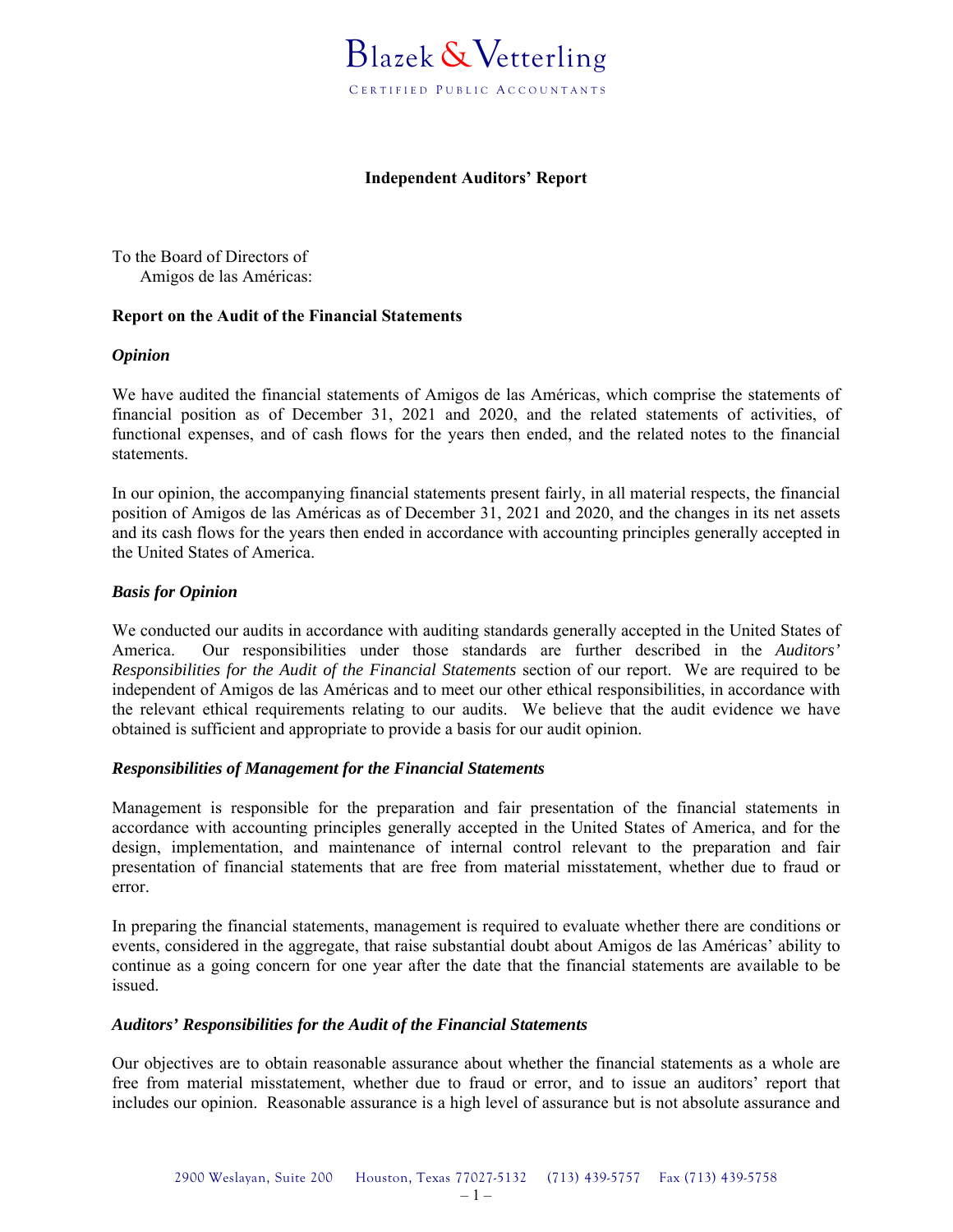# Blazek & Vetterling

CERTIFIED PUBLIC ACCOUNTANTS

## Independent Auditors' Report

To the Board of Directors of
Amigos de las Américas:

### Report on the Audit of the Financial Statements

#### *Opinion*

We have audited the financial statements of Amigos de las Américas, which comprise the statements of financial position as of December 31, 2021 and 2020, and the related statements of activities, of functional expenses, and of cash flows for the years then ended, and the related notes to the financial statements.

In our opinion, the accompanying financial statements present fairly, in all material respects, the financial position of Amigos de las Américas as of December 31, 2021 and 2020, and the changes in its net assets and its cash flows for the years then ended in accordance with accounting principles generally accepted in the United States of America.

#### *Basis for Opinion*

We conducted our audits in accordance with auditing standards generally accepted in the United States of America. Our responsibilities under those standards are further described in the *Auditors' Responsibilities for the Audit of the Financial Statements* section of our report. We are required to be independent of Amigos de las Américas and to meet our other ethical responsibilities, in accordance with the relevant ethical requirements relating to our audits. We believe that the audit evidence we have obtained is sufficient and appropriate to provide a basis for our audit opinion.

#### *Responsibilities of Management for the Financial Statements*

Management is responsible for the preparation and fair presentation of the financial statements in accordance with accounting principles generally accepted in the United States of America, and for the design, implementation, and maintenance of internal control relevant to the preparation and fair presentation of financial statements that are free from material misstatement, whether due to fraud or error.

In preparing the financial statements, management is required to evaluate whether there are conditions or events, considered in the aggregate, that raise substantial doubt about Amigos de las Américas' ability to continue as a going concern for one year after the date that the financial statements are available to be issued.

#### *Auditors' Responsibilities for the Audit of the Financial Statements*

Our objectives are to obtain reasonable assurance about whether the financial statements as a whole are free from material misstatement, whether due to fraud or error, and to issue an auditors' report that includes our opinion. Reasonable assurance is a high level of assurance but is not absolute assurance and

2900 Weslayan, Suite 200 Houston, Texas 77027-5132 (713) 439-5757 Fax (713) 439-5758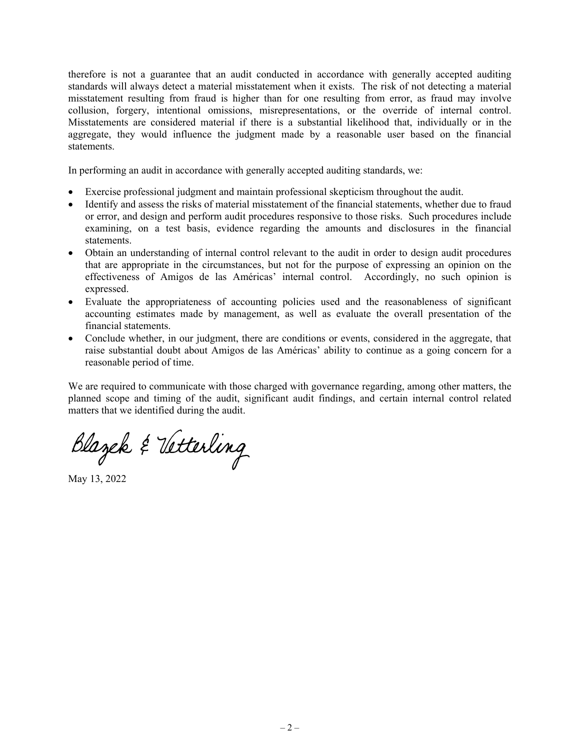therefore is not a guarantee that an audit conducted in accordance with generally accepted auditing standards will always detect a material misstatement when it exists. The risk of not detecting a material misstatement resulting from fraud is higher than for one resulting from error, as fraud may involve collusion, forgery, intentional omissions, misrepresentations, or the override of internal control. Misstatements are considered material if there is a substantial likelihood that, individually or in the aggregate, they would influence the judgment made by a reasonable user based on the financial statements.

In performing an audit in accordance with generally accepted auditing standards, we:

- Exercise professional judgment and maintain professional skepticism throughout the audit.
- Identify and assess the risks of material misstatement of the financial statements, whether due to fraud or error, and design and perform audit procedures responsive to those risks. Such procedures include examining, on a test basis, evidence regarding the amounts and disclosures in the financial statements.
- Obtain an understanding of internal control relevant to the audit in order to design audit procedures that are appropriate in the circumstances, but not for the purpose of expressing an opinion on the effectiveness of Amigos de las Américas' internal control. Accordingly, no such opinion is expressed.
- Evaluate the appropriateness of accounting policies used and the reasonableness of significant accounting estimates made by management, as well as evaluate the overall presentation of the financial statements.
- Conclude whether, in our judgment, there are conditions or events, considered in the aggregate, that raise substantial doubt about Amigos de las Américas' ability to continue as a going concern for a reasonable period of time.

We are required to communicate with those charged with governance regarding, among other matters, the planned scope and timing of the audit, significant audit findings, and certain internal control related matters that we identified during the audit.

Blazek & Vetterling

May 13, 2022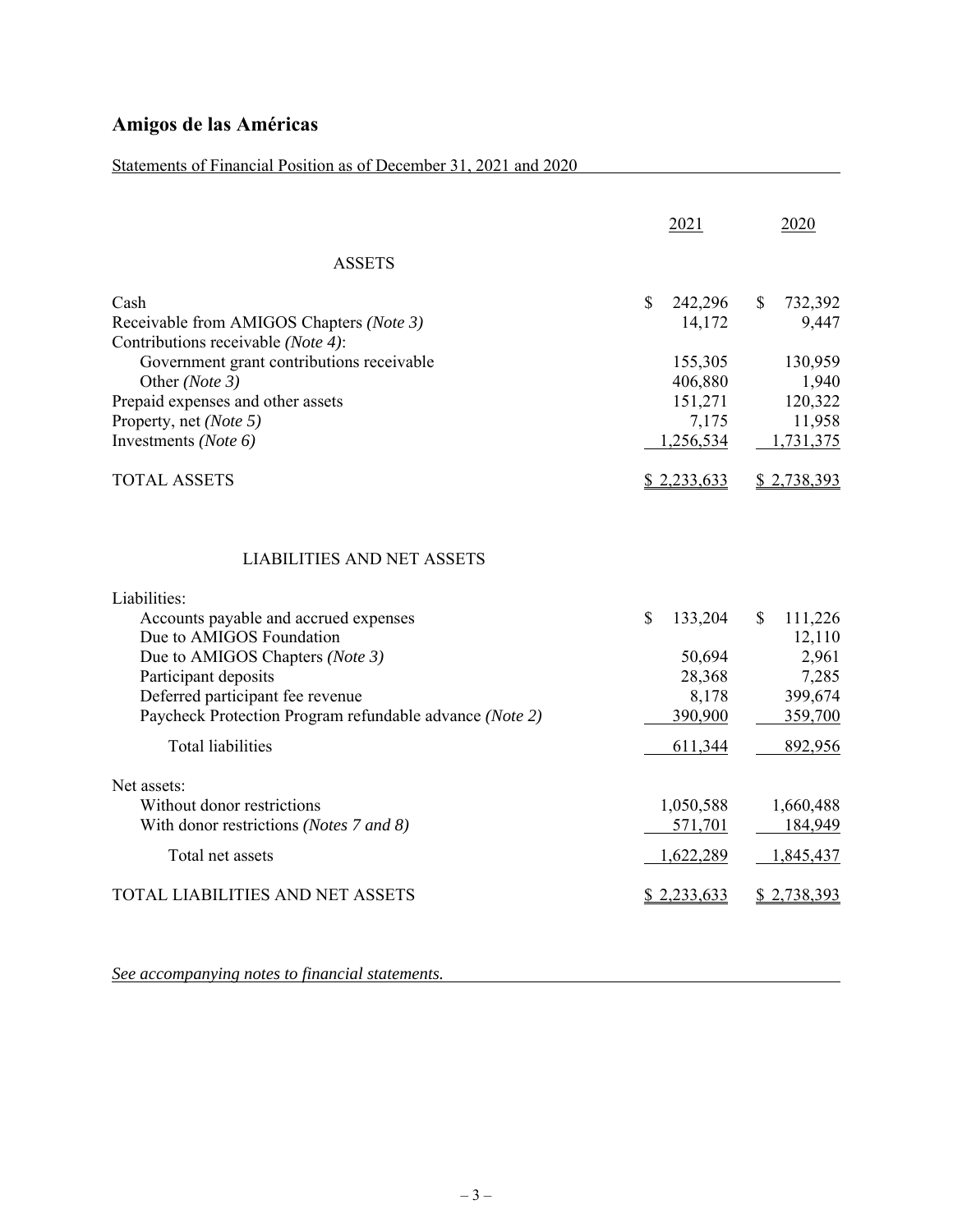# Amigos de las Américas

Statements of Financial Position as of December 31, 2021 and 2020

| | 2021 | 2020 |
|---|---|---|
| **ASSETS** | | |
| Cash | $ 242,296 | $ 732,392 |
| Receivable from AMIGOS Chapters *(Note 3)* | 14,172 | 9,447 |
| Contributions receivable *(Note 4)*: | | |
| Government grant contributions receivable | 155,305 | 130,959 |
| Other *(Note 3)* | 406,880 | 1,940 |
| Prepaid expenses and other assets | 151,271 | 120,322 |
| Property, net *(Note 5)* | 7,175 | 11,958 |
| Investments *(Note 6)* | 1,256,534 | 1,731,375 |
| TOTAL ASSETS | $ 2,233,633 | $ 2,738,393 |
| **LIABILITIES AND NET ASSETS** | | |
| Liabilities: | | |
| Accounts payable and accrued expenses | $ 133,204 | $ 111,226 |
| Due to AMIGOS Foundation | | 12,110 |
| Due to AMIGOS Chapters *(Note 3)* | 50,694 | 2,961 |
| Participant deposits | 28,368 | 7,285 |
| Deferred participant fee revenue | 8,178 | 399,674 |
| Paycheck Protection Program refundable advance *(Note 2)* | 390,900 | 359,700 |
| Total liabilities | 611,344 | 892,956 |
| Net assets: | | |
| Without donor restrictions | 1,050,588 | 1,660,488 |
| With donor restrictions *(Notes 7 and 8)* | 571,701 | 184,949 |
| Total net assets | 1,622,289 | 1,845,437 |
| TOTAL LIABILITIES AND NET ASSETS | $ 2,233,633 | $ 2,738,393 |

*See accompanying notes to financial statements.*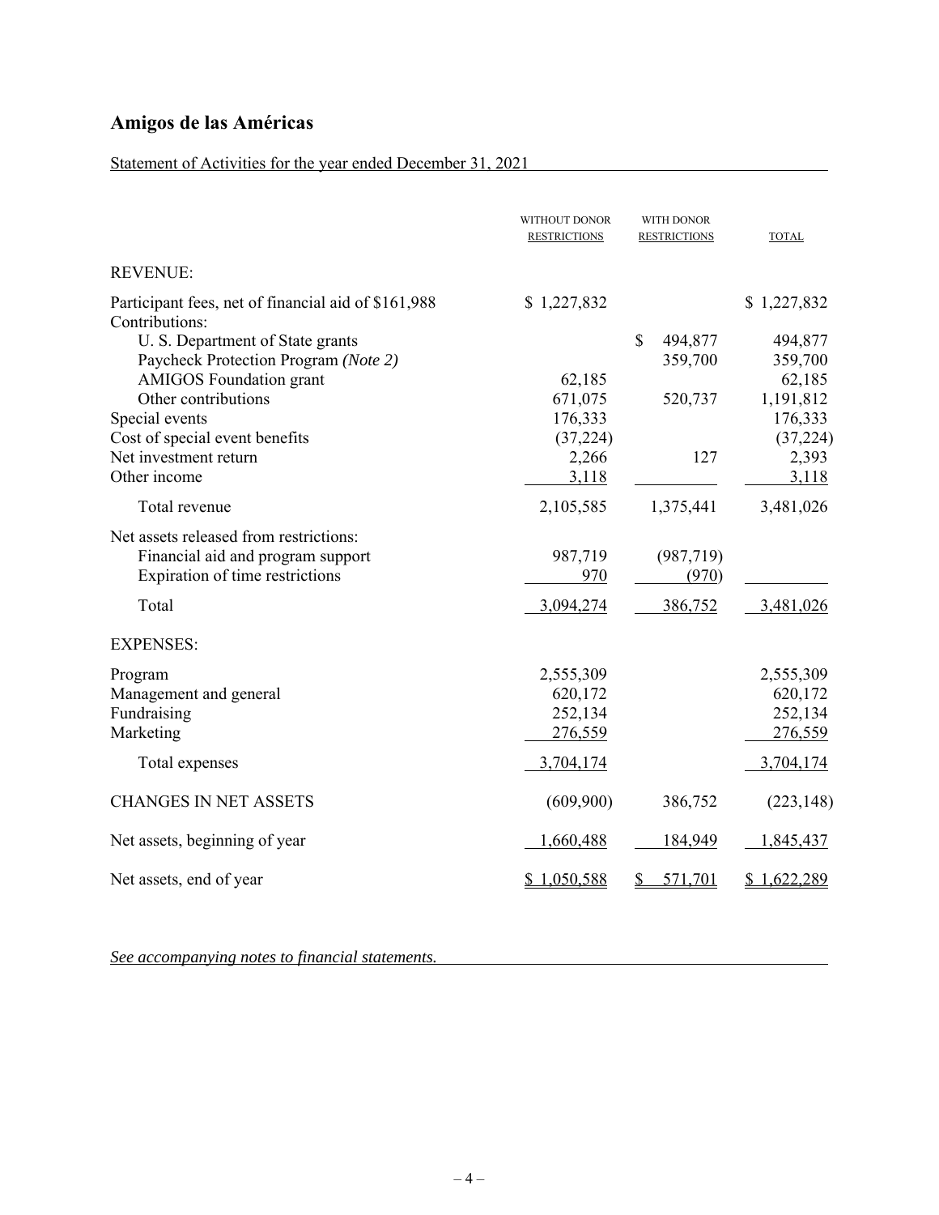# Amigos de las Américas

Statement of Activities for the year ended December 31, 2021

| | WITHOUT DONOR RESTRICTIONS | WITH DONOR RESTRICTIONS | TOTAL |
|---|---|---|---|
| REVENUE: | | | |
| Participant fees, net of financial aid of $161,988 | $ 1,227,832 | | $ 1,227,832 |
| Contributions: | | | |
| U. S. Department of State grants | | $ 494,877 | 494,877 |
| Paycheck Protection Program *(Note 2)* | | 359,700 | 359,700 |
| AMIGOS Foundation grant | 62,185 | | 62,185 |
| Other contributions | 671,075 | 520,737 | 1,191,812 |
| Special events | 176,333 | | 176,333 |
| Cost of special event benefits | (37,224) | | (37,224) |
| Net investment return | 2,266 | 127 | 2,393 |
| Other income | 3,118 | | 3,118 |
| Total revenue | 2,105,585 | 1,375,441 | 3,481,026 |
| Net assets released from restrictions: | | | |
| Financial aid and program support | 987,719 | (987,719) | |
| Expiration of time restrictions | 970 | (970) | |
| Total | 3,094,274 | 386,752 | 3,481,026 |
| EXPENSES: | | | |
| Program | 2,555,309 | | 2,555,309 |
| Management and general | 620,172 | | 620,172 |
| Fundraising | 252,134 | | 252,134 |
| Marketing | 276,559 | | 276,559 |
| Total expenses | 3,704,174 | | 3,704,174 |
| CHANGES IN NET ASSETS | (609,900) | 386,752 | (223,148) |
| Net assets, beginning of year | 1,660,488 | 184,949 | 1,845,437 |
| Net assets, end of year | $ 1,050,588 | $ 571,701 | $ 1,622,289 |

*See accompanying notes to financial statements.*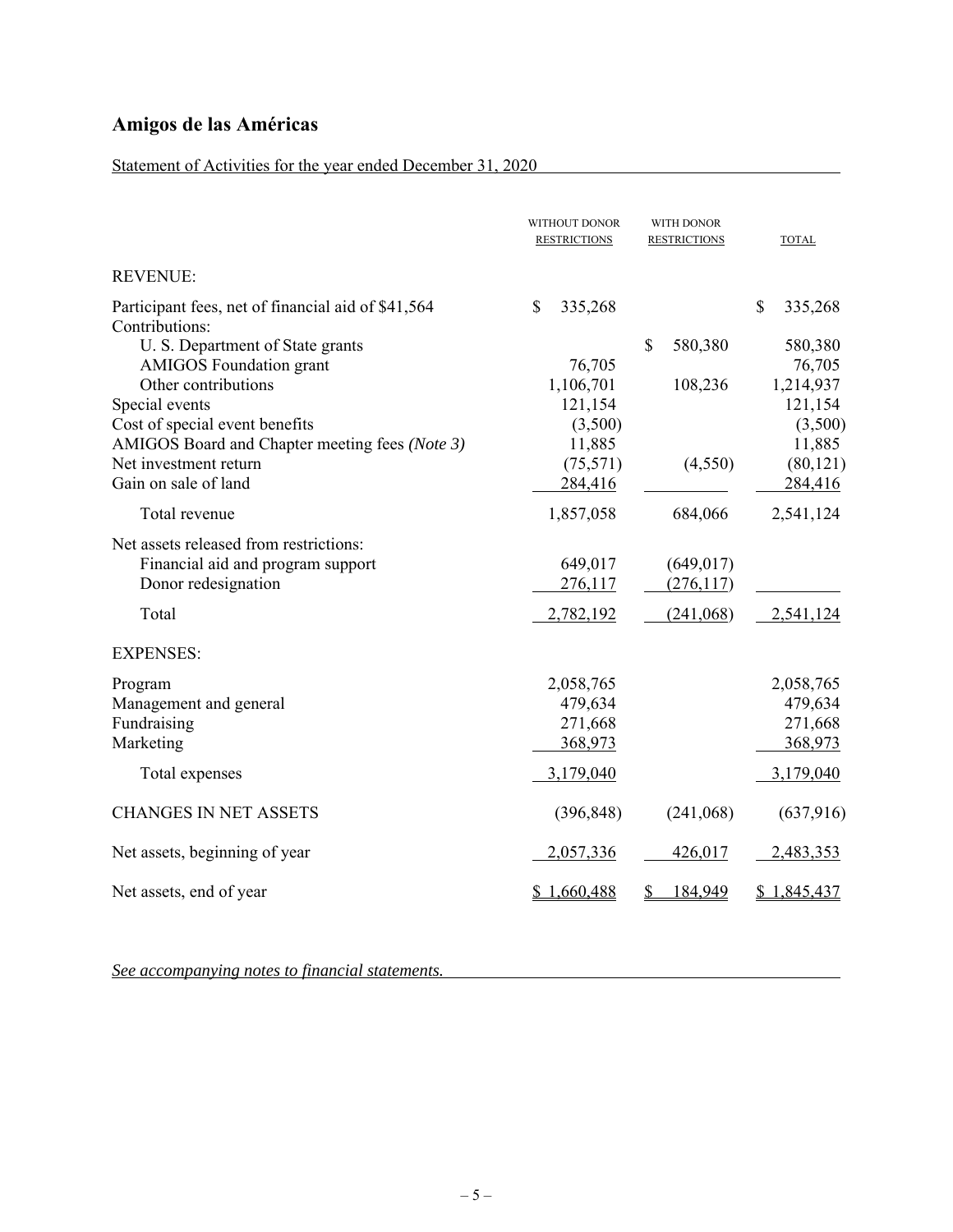# Amigos de las Américas

Statement of Activities for the year ended December 31, 2020

| | WITHOUT DONOR RESTRICTIONS | WITH DONOR RESTRICTIONS | TOTAL |
|---|---|---|---|
| REVENUE: | | | |
| Participant fees, net of financial aid of $41,564 | $ 335,268 | | $ 335,268 |
| Contributions: | | | |
| U. S. Department of State grants | | $ 580,380 | 580,380 |
| AMIGOS Foundation grant | 76,705 | | 76,705 |
| Other contributions | 1,106,701 | 108,236 | 1,214,937 |
| Special events | 121,154 | | 121,154 |
| Cost of special event benefits | (3,500) | | (3,500) |
| AMIGOS Board and Chapter meeting fees *(Note 3)* | 11,885 | | 11,885 |
| Net investment return | (75,571) | (4,550) | (80,121) |
| Gain on sale of land | 284,416 | | 284,416 |
| Total revenue | 1,857,058 | 684,066 | 2,541,124 |
| Net assets released from restrictions: | | | |
| Financial aid and program support | 649,017 | (649,017) | |
| Donor redesignation | 276,117 | (276,117) | |
| Total | 2,782,192 | (241,068) | 2,541,124 |
| EXPENSES: | | | |
| Program | 2,058,765 | | 2,058,765 |
| Management and general | 479,634 | | 479,634 |
| Fundraising | 271,668 | | 271,668 |
| Marketing | 368,973 | | 368,973 |
| Total expenses | 3,179,040 | | 3,179,040 |
| CHANGES IN NET ASSETS | (396,848) | (241,068) | (637,916) |
| Net assets, beginning of year | 2,057,336 | 426,017 | 2,483,353 |
| Net assets, end of year | $ 1,660,488 | $ 184,949 | $ 1,845,437 |

*See accompanying notes to financial statements.*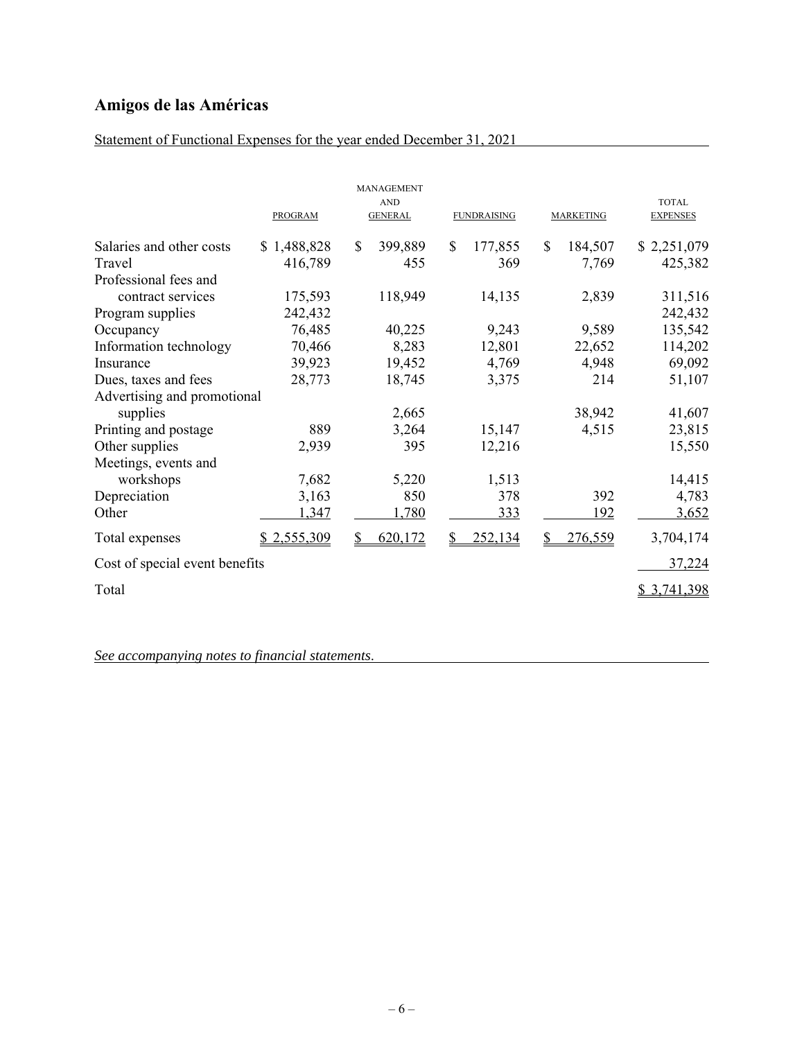## Amigos de las Américas

Statement of Functional Expenses for the year ended December 31, 2021

| | PROGRAM | MANAGEMENT AND GENERAL | FUNDRAISING | MARKETING | TOTAL EXPENSES |
|---|---|---|---|---|---|
| Salaries and other costs | $ 1,488,828 | $ 399,889 | $ 177,855 | $ 184,507 | $ 2,251,079 |
| Travel | 416,789 | 455 | 369 | 7,769 | 425,382 |
| Professional fees and contract services | 175,593 | 118,949 | 14,135 | 2,839 | 311,516 |
| Program supplies | 242,432 | | | | 242,432 |
| Occupancy | 76,485 | 40,225 | 9,243 | 9,589 | 135,542 |
| Information technology | 70,466 | 8,283 | 12,801 | 22,652 | 114,202 |
| Insurance | 39,923 | 19,452 | 4,769 | 4,948 | 69,092 |
| Dues, taxes and fees | 28,773 | 18,745 | 3,375 | 214 | 51,107 |
| Advertising and promotional supplies | | 2,665 | | 38,942 | 41,607 |
| Printing and postage | 889 | 3,264 | 15,147 | 4,515 | 23,815 |
| Other supplies | 2,939 | 395 | 12,216 | | 15,550 |
| Meetings, events and workshops | 7,682 | 5,220 | 1,513 | | 14,415 |
| Depreciation | 3,163 | 850 | 378 | 392 | 4,783 |
| Other | 1,347 | 1,780 | 333 | 192 | 3,652 |
| Total expenses | $ 2,555,309 | $ 620,172 | $ 252,134 | $ 276,559 | 3,704,174 |
| Cost of special event benefits | | | | | 37,224 |
| Total | | | | | $ 3,741,398 |

*See accompanying notes to financial statements.*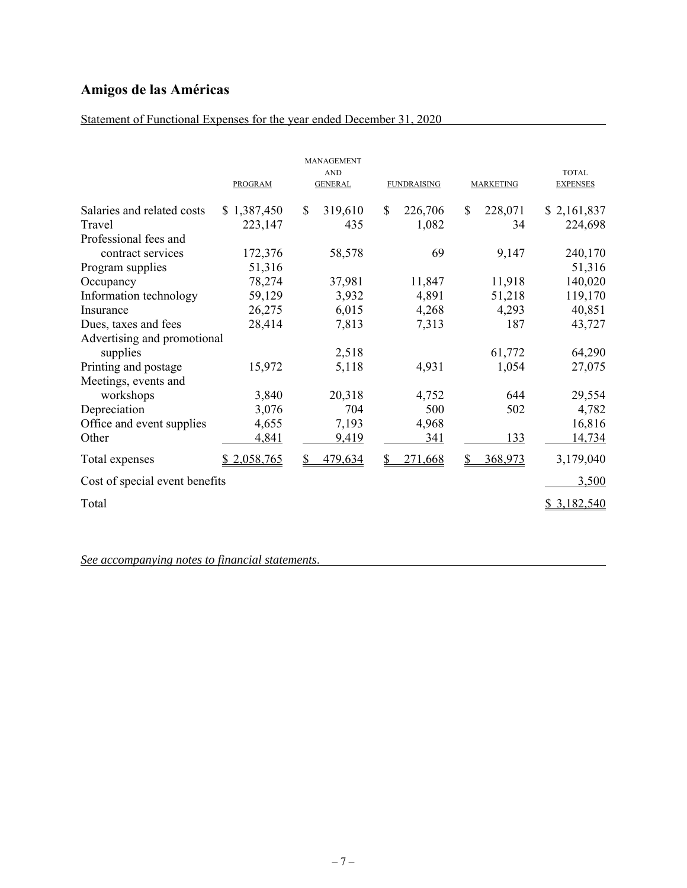# Amigos de las Américas

Statement of Functional Expenses for the year ended December 31, 2020

| | PROGRAM | MANAGEMENT AND GENERAL | FUNDRAISING | MARKETING | TOTAL EXPENSES |
|---|---|---|---|---|---|
| Salaries and related costs | $ 1,387,450 | $ 319,610 | $ 226,706 | $ 228,071 | $ 2,161,837 |
| Travel | 223,147 | 435 | 1,082 | 34 | 224,698 |
| Professional fees and contract services | 172,376 | 58,578 | 69 | 9,147 | 240,170 |
| Program supplies | 51,316 | | | | 51,316 |
| Occupancy | 78,274 | 37,981 | 11,847 | 11,918 | 140,020 |
| Information technology | 59,129 | 3,932 | 4,891 | 51,218 | 119,170 |
| Insurance | 26,275 | 6,015 | 4,268 | 4,293 | 40,851 |
| Dues, taxes and fees | 28,414 | 7,813 | 7,313 | 187 | 43,727 |
| Advertising and promotional supplies | | 2,518 | | 61,772 | 64,290 |
| Printing and postage | 15,972 | 5,118 | 4,931 | 1,054 | 27,075 |
| Meetings, events and workshops | 3,840 | 20,318 | 4,752 | 644 | 29,554 |
| Depreciation | 3,076 | 704 | 500 | 502 | 4,782 |
| Office and event supplies | 4,655 | 7,193 | 4,968 | | 16,816 |
| Other | 4,841 | 9,419 | 341 | 133 | 14,734 |
| Total expenses | $ 2,058,765 | $ 479,634 | $ 271,668 | $ 368,973 | 3,179,040 |
| Cost of special event benefits | | | | | 3,500 |
| Total | | | | | $ 3,182,540 |

*See accompanying notes to financial statements.*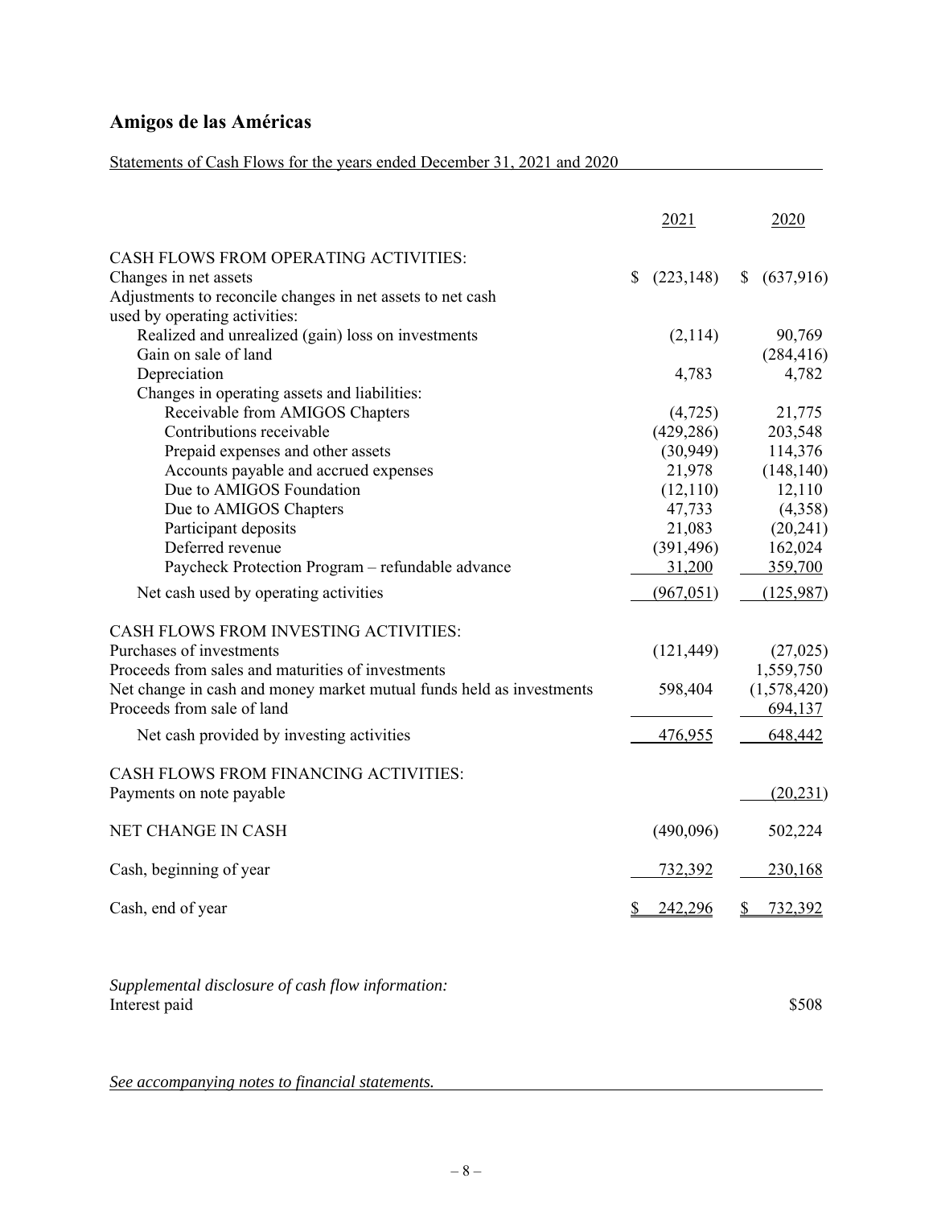# Amigos de las Américas

Statements of Cash Flows for the years ended December 31, 2021 and 2020

| | 2021 | 2020 |
|---|---|---|
| CASH FLOWS FROM OPERATING ACTIVITIES: | | |
| Changes in net assets | $ (223,148) | $ (637,916) |
| Adjustments to reconcile changes in net assets to net cash used by operating activities: | | |
| Realized and unrealized (gain) loss on investments | (2,114) | 90,769 |
| Gain on sale of land | | (284,416) |
| Depreciation | 4,783 | 4,782 |
| Changes in operating assets and liabilities: | | |
| Receivable from AMIGOS Chapters | (4,725) | 21,775 |
| Contributions receivable | (429,286) | 203,548 |
| Prepaid expenses and other assets | (30,949) | 114,376 |
| Accounts payable and accrued expenses | 21,978 | (148,140) |
| Due to AMIGOS Foundation | (12,110) | 12,110 |
| Due to AMIGOS Chapters | 47,733 | (4,358) |
| Participant deposits | 21,083 | (20,241) |
| Deferred revenue | (391,496) | 162,024 |
| Paycheck Protection Program – refundable advance | 31,200 | 359,700 |
| Net cash used by operating activities | (967,051) | (125,987) |
| CASH FLOWS FROM INVESTING ACTIVITIES: | | |
| Purchases of investments | (121,449) | (27,025) |
| Proceeds from sales and maturities of investments | | 1,559,750 |
| Net change in cash and money market mutual funds held as investments | 598,404 | (1,578,420) |
| Proceeds from sale of land | | 694,137 |
| Net cash provided by investing activities | 476,955 | 648,442 |
| CASH FLOWS FROM FINANCING ACTIVITIES: | | |
| Payments on note payable | | (20,231) |
| NET CHANGE IN CASH | (490,096) | 502,224 |
| Cash, beginning of year | 732,392 | 230,168 |
| Cash, end of year | $ 242,296 | $ 732,392 |

*Supplemental disclosure of cash flow information:*

| | 2021 | 2020 |
|---|---|---|
| Interest paid | | $508 |

*See accompanying notes to financial statements.*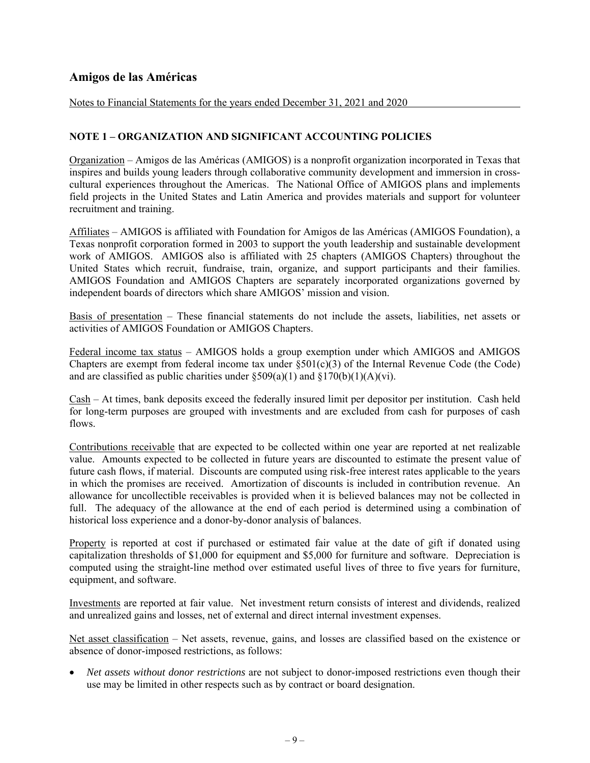## Amigos de las Américas

Notes to Financial Statements for the years ended December 31, 2021 and 2020

### NOTE 1 – ORGANIZATION AND SIGNIFICANT ACCOUNTING POLICIES

Organization – Amigos de las Américas (AMIGOS) is a nonprofit organization incorporated in Texas that inspires and builds young leaders through collaborative community development and immersion in cross-cultural experiences throughout the Americas. The National Office of AMIGOS plans and implements field projects in the United States and Latin America and provides materials and support for volunteer recruitment and training.

Affiliates – AMIGOS is affiliated with Foundation for Amigos de las Américas (AMIGOS Foundation), a Texas nonprofit corporation formed in 2003 to support the youth leadership and sustainable development work of AMIGOS. AMIGOS also is affiliated with 25 chapters (AMIGOS Chapters) throughout the United States which recruit, fundraise, train, organize, and support participants and their families. AMIGOS Foundation and AMIGOS Chapters are separately incorporated organizations governed by independent boards of directors which share AMIGOS' mission and vision.

Basis of presentation – These financial statements do not include the assets, liabilities, net assets or activities of AMIGOS Foundation or AMIGOS Chapters.

Federal income tax status – AMIGOS holds a group exemption under which AMIGOS and AMIGOS Chapters are exempt from federal income tax under §501(c)(3) of the Internal Revenue Code (the Code) and are classified as public charities under §509(a)(1) and §170(b)(1)(A)(vi).

Cash – At times, bank deposits exceed the federally insured limit per depositor per institution. Cash held for long-term purposes are grouped with investments and are excluded from cash for purposes of cash flows.

Contributions receivable that are expected to be collected within one year are reported at net realizable value. Amounts expected to be collected in future years are discounted to estimate the present value of future cash flows, if material. Discounts are computed using risk-free interest rates applicable to the years in which the promises are received. Amortization of discounts is included in contribution revenue. An allowance for uncollectible receivables is provided when it is believed balances may not be collected in full. The adequacy of the allowance at the end of each period is determined using a combination of historical loss experience and a donor-by-donor analysis of balances.

Property is reported at cost if purchased or estimated fair value at the date of gift if donated using capitalization thresholds of $1,000 for equipment and $5,000 for furniture and software. Depreciation is computed using the straight-line method over estimated useful lives of three to five years for furniture, equipment, and software.

Investments are reported at fair value. Net investment return consists of interest and dividends, realized and unrealized gains and losses, net of external and direct internal investment expenses.

Net asset classification – Net assets, revenue, gains, and losses are classified based on the existence or absence of donor-imposed restrictions, as follows:

- *Net assets without donor restrictions* are not subject to donor-imposed restrictions even though their use may be limited in other respects such as by contract or board designation.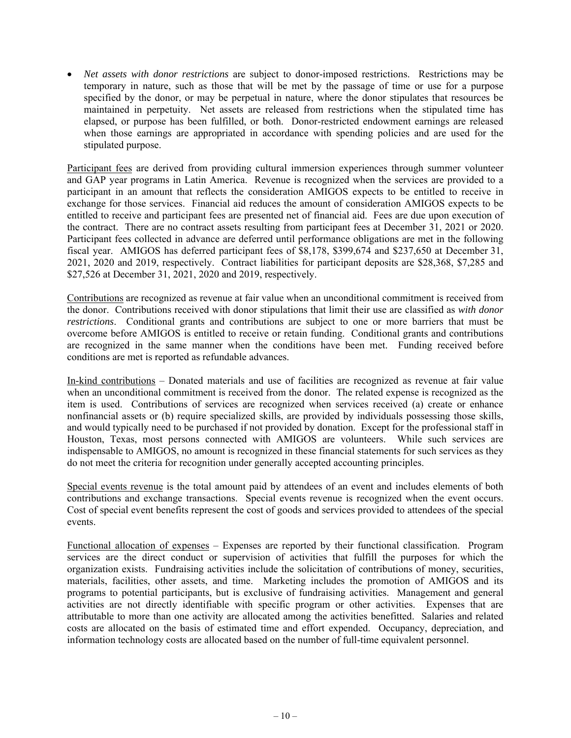- *Net assets with donor restrictions* are subject to donor-imposed restrictions. Restrictions may be temporary in nature, such as those that will be met by the passage of time or use for a purpose specified by the donor, or may be perpetual in nature, where the donor stipulates that resources be maintained in perpetuity. Net assets are released from restrictions when the stipulated time has elapsed, or purpose has been fulfilled, or both. Donor-restricted endowment earnings are released when those earnings are appropriated in accordance with spending policies and are used for the stipulated purpose.

Participant fees are derived from providing cultural immersion experiences through summer volunteer and GAP year programs in Latin America. Revenue is recognized when the services are provided to a participant in an amount that reflects the consideration AMIGOS expects to be entitled to receive in exchange for those services. Financial aid reduces the amount of consideration AMIGOS expects to be entitled to receive and participant fees are presented net of financial aid. Fees are due upon execution of the contract. There are no contract assets resulting from participant fees at December 31, 2021 or 2020. Participant fees collected in advance are deferred until performance obligations are met in the following fiscal year. AMIGOS has deferred participant fees of $8,178, $399,674 and $237,650 at December 31, 2021, 2020 and 2019, respectively. Contract liabilities for participant deposits are $28,368, $7,285 and $27,526 at December 31, 2021, 2020 and 2019, respectively.

Contributions are recognized as revenue at fair value when an unconditional commitment is received from the donor. Contributions received with donor stipulations that limit their use are classified as *with donor restrictions*. Conditional grants and contributions are subject to one or more barriers that must be overcome before AMIGOS is entitled to receive or retain funding. Conditional grants and contributions are recognized in the same manner when the conditions have been met. Funding received before conditions are met is reported as refundable advances.

In-kind contributions – Donated materials and use of facilities are recognized as revenue at fair value when an unconditional commitment is received from the donor. The related expense is recognized as the item is used. Contributions of services are recognized when services received (a) create or enhance nonfinancial assets or (b) require specialized skills, are provided by individuals possessing those skills, and would typically need to be purchased if not provided by donation. Except for the professional staff in Houston, Texas, most persons connected with AMIGOS are volunteers. While such services are indispensable to AMIGOS, no amount is recognized in these financial statements for such services as they do not meet the criteria for recognition under generally accepted accounting principles.

Special events revenue is the total amount paid by attendees of an event and includes elements of both contributions and exchange transactions. Special events revenue is recognized when the event occurs. Cost of special event benefits represent the cost of goods and services provided to attendees of the special events.

Functional allocation of expenses – Expenses are reported by their functional classification. Program services are the direct conduct or supervision of activities that fulfill the purposes for which the organization exists. Fundraising activities include the solicitation of contributions of money, securities, materials, facilities, other assets, and time. Marketing includes the promotion of AMIGOS and its programs to potential participants, but is exclusive of fundraising activities. Management and general activities are not directly identifiable with specific program or other activities. Expenses that are attributable to more than one activity are allocated among the activities benefitted. Salaries and related costs are allocated on the basis of estimated time and effort expended. Occupancy, depreciation, and information technology costs are allocated based on the number of full-time equivalent personnel.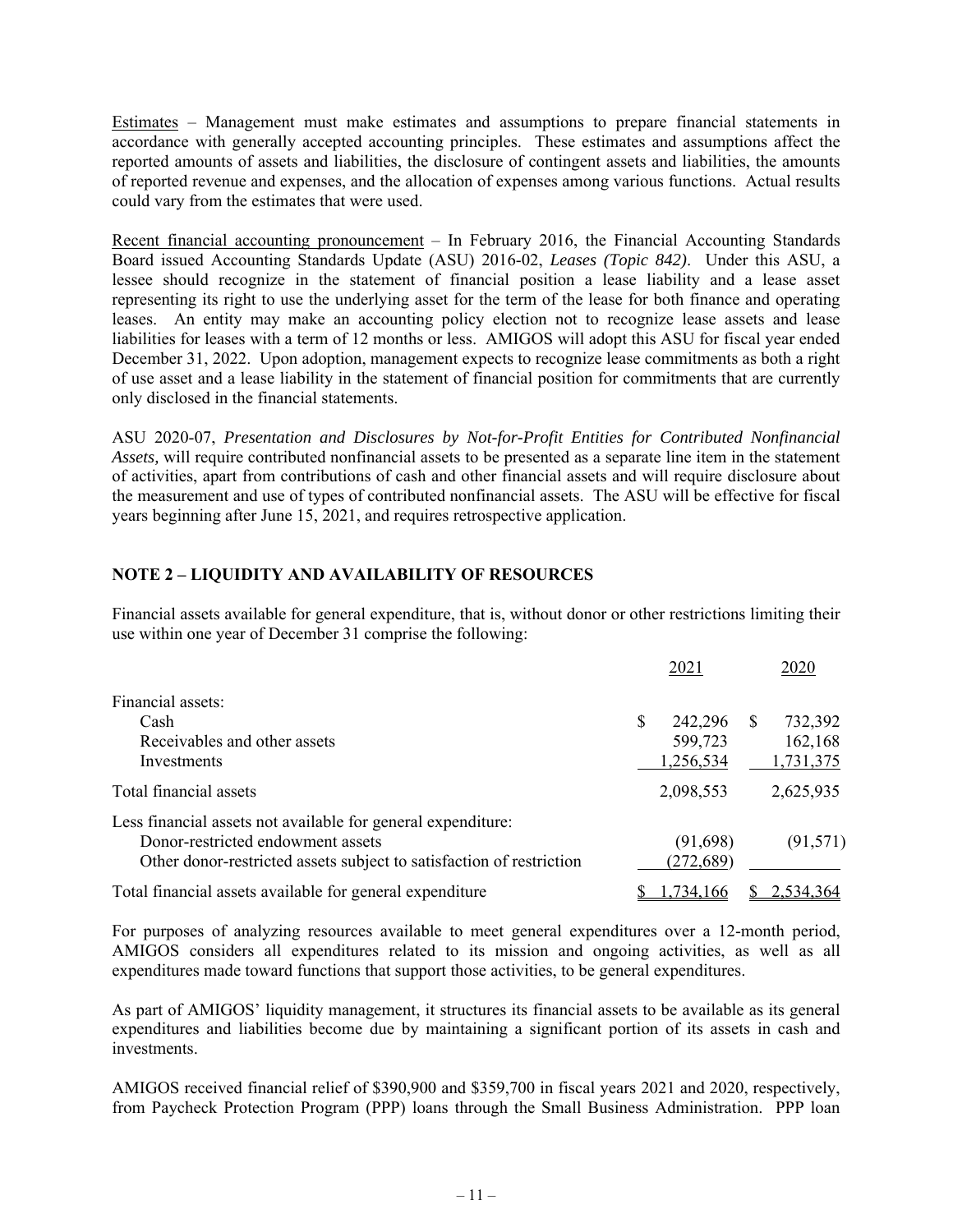Estimates – Management must make estimates and assumptions to prepare financial statements in accordance with generally accepted accounting principles. These estimates and assumptions affect the reported amounts of assets and liabilities, the disclosure of contingent assets and liabilities, the amounts of reported revenue and expenses, and the allocation of expenses among various functions. Actual results could vary from the estimates that were used.

Recent financial accounting pronouncement – In February 2016, the Financial Accounting Standards Board issued Accounting Standards Update (ASU) 2016-02, *Leases (Topic 842)*. Under this ASU, a lessee should recognize in the statement of financial position a lease liability and a lease asset representing its right to use the underlying asset for the term of the lease for both finance and operating leases. An entity may make an accounting policy election not to recognize lease assets and lease liabilities for leases with a term of 12 months or less. AMIGOS will adopt this ASU for fiscal year ended December 31, 2022. Upon adoption, management expects to recognize lease commitments as both a right of use asset and a lease liability in the statement of financial position for commitments that are currently only disclosed in the financial statements.

ASU 2020-07, *Presentation and Disclosures by Not-for-Profit Entities for Contributed Nonfinancial Assets,* will require contributed nonfinancial assets to be presented as a separate line item in the statement of activities, apart from contributions of cash and other financial assets and will require disclosure about the measurement and use of types of contributed nonfinancial assets. The ASU will be effective for fiscal years beginning after June 15, 2021, and requires retrospective application.

## NOTE 2 – LIQUIDITY AND AVAILABILITY OF RESOURCES

Financial assets available for general expenditure, that is, without donor or other restrictions limiting their use within one year of December 31 comprise the following:

| | 2021 | 2020 |
|---|---|---|
| Financial assets: | | |
| Cash | $ 242,296 | $ 732,392 |
| Receivables and other assets | 599,723 | 162,168 |
| Investments | 1,256,534 | 1,731,375 |
| Total financial assets | 2,098,553 | 2,625,935 |
| Less financial assets not available for general expenditure: | | |
| Donor-restricted endowment assets | (91,698) | (91,571) |
| Other donor-restricted assets subject to satisfaction of restriction | (272,689) | |
| Total financial assets available for general expenditure | $ 1,734,166 | $ 2,534,364 |

For purposes of analyzing resources available to meet general expenditures over a 12-month period, AMIGOS considers all expenditures related to its mission and ongoing activities, as well as all expenditures made toward functions that support those activities, to be general expenditures.

As part of AMIGOS' liquidity management, it structures its financial assets to be available as its general expenditures and liabilities become due by maintaining a significant portion of its assets in cash and investments.

AMIGOS received financial relief of $390,900 and $359,700 in fiscal years 2021 and 2020, respectively, from Paycheck Protection Program (PPP) loans through the Small Business Administration. PPP loan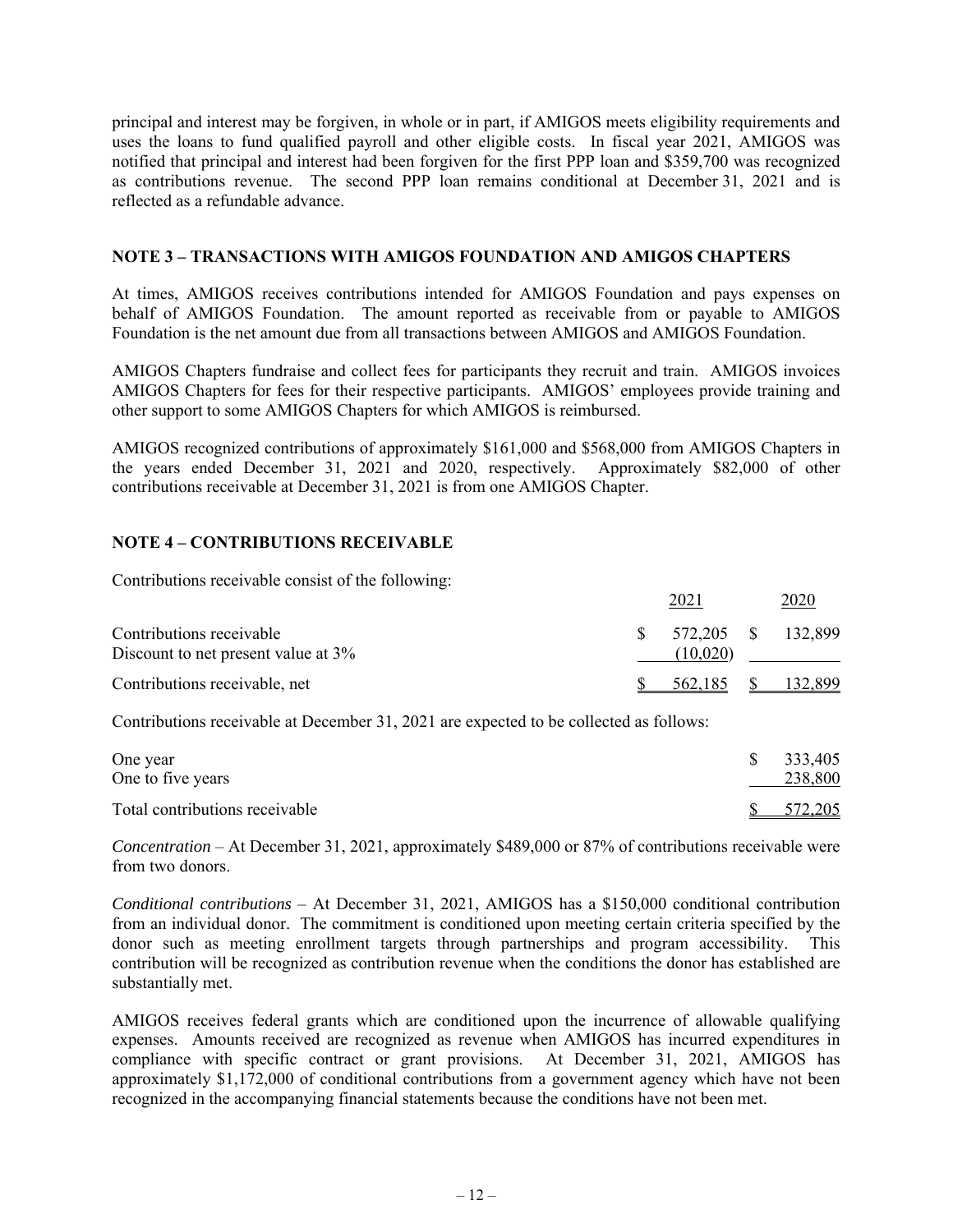principal and interest may be forgiven, in whole or in part, if AMIGOS meets eligibility requirements and uses the loans to fund qualified payroll and other eligible costs. In fiscal year 2021, AMIGOS was notified that principal and interest had been forgiven for the first PPP loan and $359,700 was recognized as contributions revenue. The second PPP loan remains conditional at December 31, 2021 and is reflected as a refundable advance.

## NOTE 3 – TRANSACTIONS WITH AMIGOS FOUNDATION AND AMIGOS CHAPTERS

At times, AMIGOS receives contributions intended for AMIGOS Foundation and pays expenses on behalf of AMIGOS Foundation. The amount reported as receivable from or payable to AMIGOS Foundation is the net amount due from all transactions between AMIGOS and AMIGOS Foundation.

AMIGOS Chapters fundraise and collect fees for participants they recruit and train. AMIGOS invoices AMIGOS Chapters for fees for their respective participants. AMIGOS' employees provide training and other support to some AMIGOS Chapters for which AMIGOS is reimbursed.

AMIGOS recognized contributions of approximately $161,000 and $568,000 from AMIGOS Chapters in the years ended December 31, 2021 and 2020, respectively. Approximately $82,000 of other contributions receivable at December 31, 2021 is from one AMIGOS Chapter.

## NOTE 4 – CONTRIBUTIONS RECEIVABLE

Contributions receivable consist of the following:

| | 2021 | 2020 |
|---|---|---|
| Contributions receivable | $ 572,205 | $ 132,899 |
| Discount to net present value at 3% | (10,020) | |
| Contributions receivable, net | $ 562,185 | $ 132,899 |

Contributions receivable at December 31, 2021 are expected to be collected as follows:

| | |
|---|---|
| One year | $ 333,405 |
| One to five years | 238,800 |
| Total contributions receivable | $ 572,205 |

*Concentration* – At December 31, 2021, approximately $489,000 or 87% of contributions receivable were from two donors.

*Conditional contributions* – At December 31, 2021, AMIGOS has a $150,000 conditional contribution from an individual donor. The commitment is conditioned upon meeting certain criteria specified by the donor such as meeting enrollment targets through partnerships and program accessibility. This contribution will be recognized as contribution revenue when the conditions the donor has established are substantially met.

AMIGOS receives federal grants which are conditioned upon the incurrence of allowable qualifying expenses. Amounts received are recognized as revenue when AMIGOS has incurred expenditures in compliance with specific contract or grant provisions. At December 31, 2021, AMIGOS has approximately $1,172,000 of conditional contributions from a government agency which have not been recognized in the accompanying financial statements because the conditions have not been met.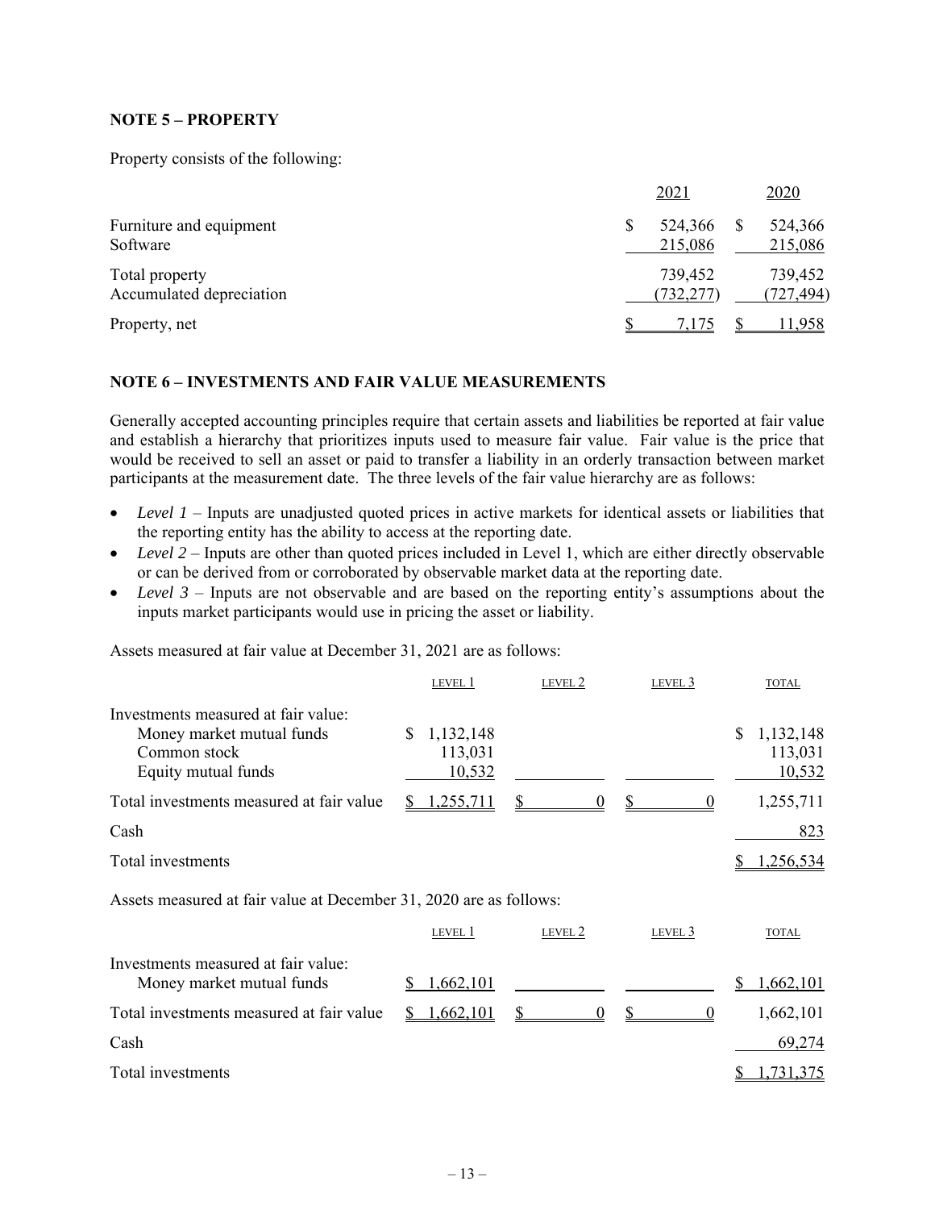## NOTE 5 – PROPERTY

Property consists of the following:

| | 2021 | 2020 |
|---|---|---|
| Furniture and equipment | $ 524,366 | $ 524,366 |
| Software | 215,086 | 215,086 |
| Total property | 739,452 | 739,452 |
| Accumulated depreciation | (732,277) | (727,494) |
| Property, net | $ 7,175 | $ 11,958 |

## NOTE 6 – INVESTMENTS AND FAIR VALUE MEASUREMENTS

Generally accepted accounting principles require that certain assets and liabilities be reported at fair value and establish a hierarchy that prioritizes inputs used to measure fair value. Fair value is the price that would be received to sell an asset or paid to transfer a liability in an orderly transaction between market participants at the measurement date. The three levels of the fair value hierarchy are as follows:

- *Level 1* – Inputs are unadjusted quoted prices in active markets for identical assets or liabilities that the reporting entity has the ability to access at the reporting date.
- *Level 2* – Inputs are other than quoted prices included in Level 1, which are either directly observable or can be derived from or corroborated by observable market data at the reporting date.
- *Level 3* – Inputs are not observable and are based on the reporting entity's assumptions about the inputs market participants would use in pricing the asset or liability.

Assets measured at fair value at December 31, 2021 are as follows:

| | LEVEL 1 | LEVEL 2 | LEVEL 3 | TOTAL |
|---|---|---|---|---|
| Investments measured at fair value: | | | | |
| Money market mutual funds | $ 1,132,148 | | | $ 1,132,148 |
| Common stock | 113,031 | | | 113,031 |
| Equity mutual funds | 10,532 | | | 10,532 |
| Total investments measured at fair value | $ 1,255,711 | $ 0 | $ 0 | 1,255,711 |
| Cash | | | | 823 |
| Total investments | | | | $ 1,256,534 |

Assets measured at fair value at December 31, 2020 are as follows:

| | LEVEL 1 | LEVEL 2 | LEVEL 3 | TOTAL |
|---|---|---|---|---|
| Investments measured at fair value: | | | | |
| Money market mutual funds | $ 1,662,101 | | | $ 1,662,101 |
| Total investments measured at fair value | $ 1,662,101 | $ 0 | $ 0 | 1,662,101 |
| Cash | | | | 69,274 |
| Total investments | | | | $ 1,731,375 |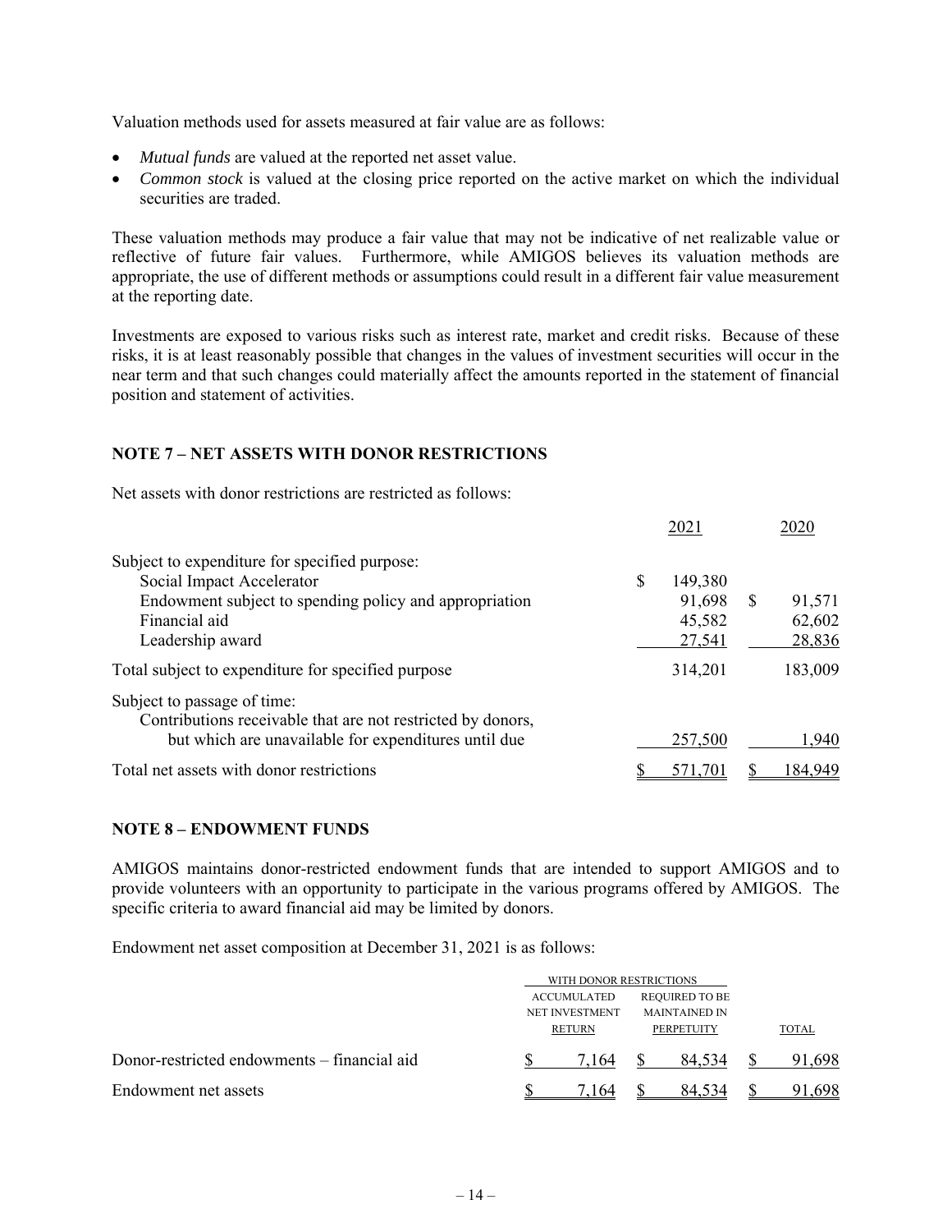Valuation methods used for assets measured at fair value are as follows:

- *Mutual funds* are valued at the reported net asset value.
- *Common stock* is valued at the closing price reported on the active market on which the individual securities are traded.

These valuation methods may produce a fair value that may not be indicative of net realizable value or reflective of future fair values. Furthermore, while AMIGOS believes its valuation methods are appropriate, the use of different methods or assumptions could result in a different fair value measurement at the reporting date.

Investments are exposed to various risks such as interest rate, market and credit risks. Because of these risks, it is at least reasonably possible that changes in the values of investment securities will occur in the near term and that such changes could materially affect the amounts reported in the statement of financial position and statement of activities.

### NOTE 7 – NET ASSETS WITH DONOR RESTRICTIONS

Net assets with donor restrictions are restricted as follows:

| | 2021 | 2020 |
|---|---|---|
| Subject to expenditure for specified purpose: | | |
| Social Impact Accelerator | $ 149,380 | |
| Endowment subject to spending policy and appropriation | 91,698 | $ 91,571 |
| Financial aid | 45,582 | 62,602 |
| Leadership award | 27,541 | 28,836 |
| Total subject to expenditure for specified purpose | 314,201 | 183,009 |
| Subject to passage of time: | | |
| Contributions receivable that are not restricted by donors, but which are unavailable for expenditures until due | 257,500 | 1,940 |
| Total net assets with donor restrictions | $ 571,701 | $ 184,949 |

### NOTE 8 – ENDOWMENT FUNDS

AMIGOS maintains donor-restricted endowment funds that are intended to support AMIGOS and to provide volunteers with an opportunity to participate in the various programs offered by AMIGOS. The specific criteria to award financial aid may be limited by donors.

Endowment net asset composition at December 31, 2021 is as follows:

| | WITH DONOR RESTRICTIONS | | |
|---|---|---|---|
| | ACCUMULATED NET INVESTMENT RETURN | REQUIRED TO BE MAINTAINED IN PERPETUITY | TOTAL |
| Donor-restricted endowments – financial aid | $ 7,164 | $ 84,534 | $ 91,698 |
| Endowment net assets | $ 7,164 | $ 84,534 | $ 91,698 |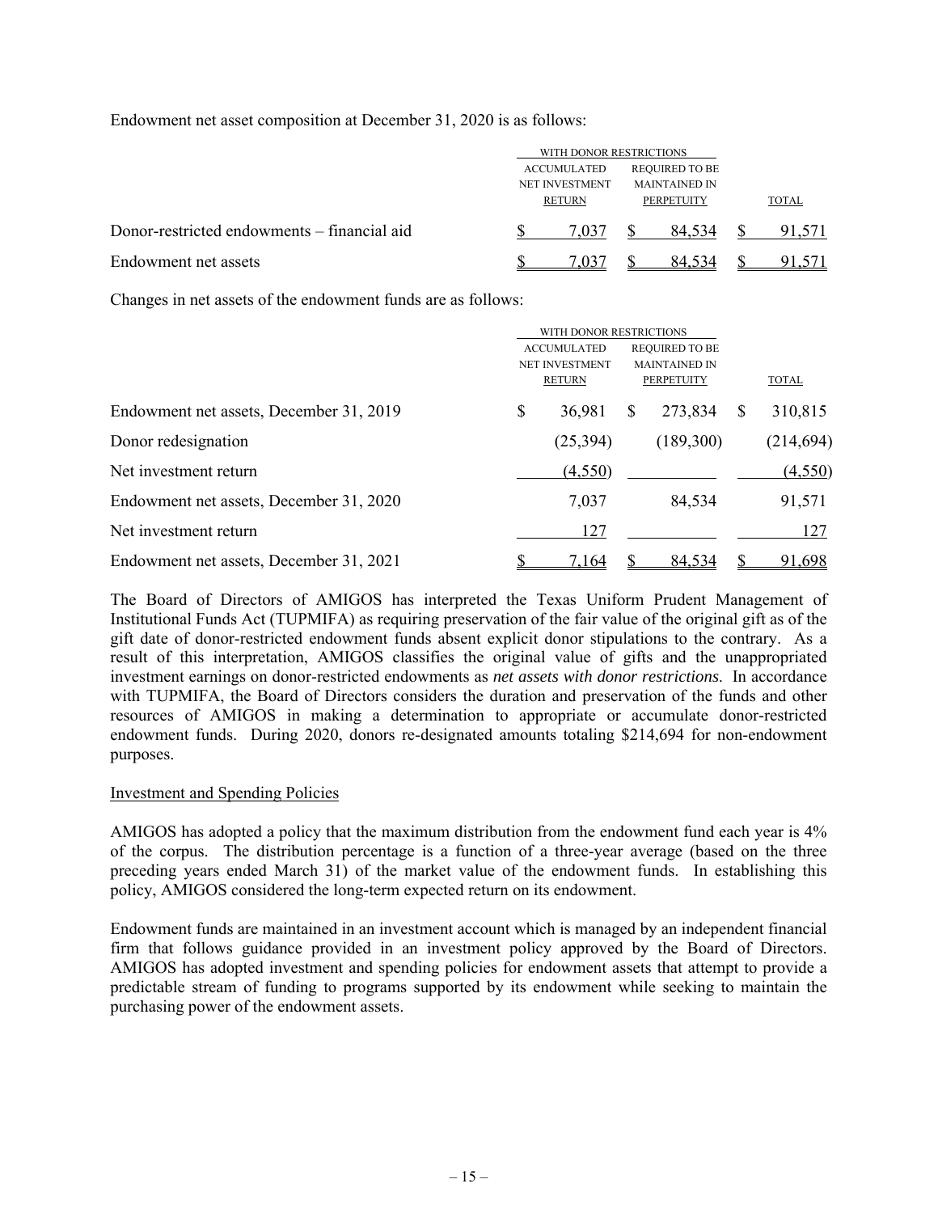Endowment net asset composition at December 31, 2020 is as follows:

| | WITH DONOR RESTRICTIONS | | |
|---|---|---|---|
| | ACCUMULATED NET INVESTMENT RETURN | REQUIRED TO BE MAINTAINED IN PERPETUITY | TOTAL |
| Donor-restricted endowments – financial aid | $ 7,037 | $ 84,534 | $ 91,571 |
| Endowment net assets | $ 7,037 | $ 84,534 | $ 91,571 |

Changes in net assets of the endowment funds are as follows:

| | WITH DONOR RESTRICTIONS | | |
|---|---|---|---|
| | ACCUMULATED NET INVESTMENT RETURN | REQUIRED TO BE MAINTAINED IN PERPETUITY | TOTAL |
| Endowment net assets, December 31, 2019 | $ 36,981 | $ 273,834 | $ 310,815 |
| Donor redesignation | (25,394) | (189,300) | (214,694) |
| Net investment return | (4,550) | | (4,550) |
| Endowment net assets, December 31, 2020 | 7,037 | 84,534 | 91,571 |
| Net investment return | 127 | | 127 |
| Endowment net assets, December 31, 2021 | $ 7,164 | $ 84,534 | $ 91,698 |

The Board of Directors of AMIGOS has interpreted the Texas Uniform Prudent Management of Institutional Funds Act (TUPMIFA) as requiring preservation of the fair value of the original gift as of the gift date of donor-restricted endowment funds absent explicit donor stipulations to the contrary. As a result of this interpretation, AMIGOS classifies the original value of gifts and the unappropriated investment earnings on donor-restricted endowments as *net assets with donor restrictions.* In accordance with TUPMIFA, the Board of Directors considers the duration and preservation of the funds and other resources of AMIGOS in making a determination to appropriate or accumulate donor-restricted endowment funds. During 2020, donors re-designated amounts totaling $214,694 for non-endowment purposes.

Investment and Spending Policies

AMIGOS has adopted a policy that the maximum distribution from the endowment fund each year is 4% of the corpus. The distribution percentage is a function of a three-year average (based on the three preceding years ended March 31) of the market value of the endowment funds. In establishing this policy, AMIGOS considered the long-term expected return on its endowment.

Endowment funds are maintained in an investment account which is managed by an independent financial firm that follows guidance provided in an investment policy approved by the Board of Directors. AMIGOS has adopted investment and spending policies for endowment assets that attempt to provide a predictable stream of funding to programs supported by its endowment while seeking to maintain the purchasing power of the endowment assets.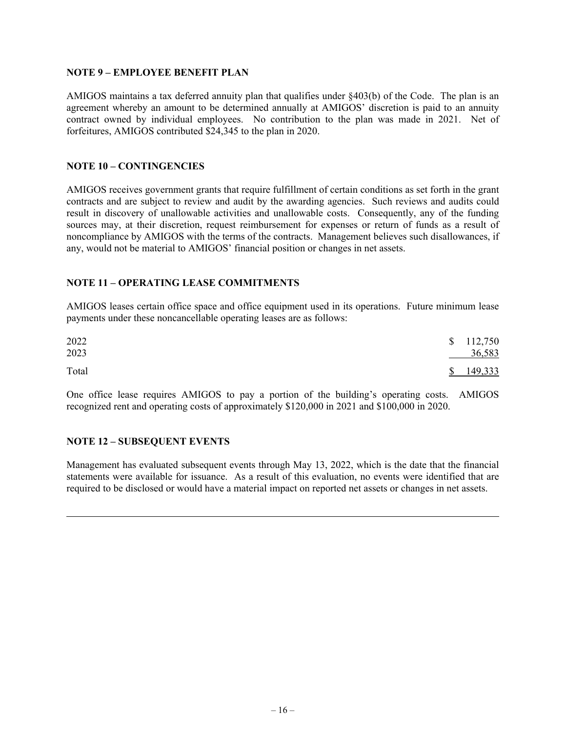### NOTE 9 – EMPLOYEE BENEFIT PLAN

AMIGOS maintains a tax deferred annuity plan that qualifies under §403(b) of the Code. The plan is an agreement whereby an amount to be determined annually at AMIGOS' discretion is paid to an annuity contract owned by individual employees. No contribution to the plan was made in 2021. Net of forfeitures, AMIGOS contributed $24,345 to the plan in 2020.

### NOTE 10 – CONTINGENCIES

AMIGOS receives government grants that require fulfillment of certain conditions as set forth in the grant contracts and are subject to review and audit by the awarding agencies. Such reviews and audits could result in discovery of unallowable activities and unallowable costs. Consequently, any of the funding sources may, at their discretion, request reimbursement for expenses or return of funds as a result of noncompliance by AMIGOS with the terms of the contracts. Management believes such disallowances, if any, would not be material to AMIGOS' financial position or changes in net assets.

### NOTE 11 – OPERATING LEASE COMMITMENTS

AMIGOS leases certain office space and office equipment used in its operations. Future minimum lease payments under these noncancellable operating leases are as follows:

| | |
|---|---|
| 2022 | $ 112,750 |
| 2023 | 36,583 |
| Total | $ 149,333 |

One office lease requires AMIGOS to pay a portion of the building's operating costs. AMIGOS recognized rent and operating costs of approximately $120,000 in 2021 and $100,000 in 2020.

### NOTE 12 – SUBSEQUENT EVENTS

Management has evaluated subsequent events through May 13, 2022, which is the date that the financial statements were available for issuance. As a result of this evaluation, no events were identified that are required to be disclosed or would have a material impact on reported net assets or changes in net assets.